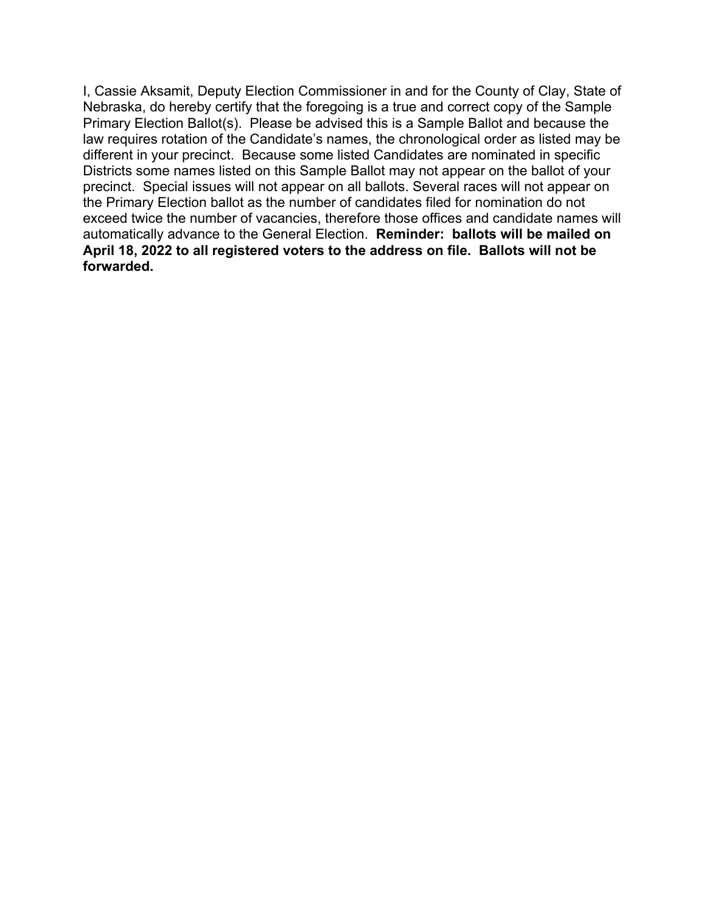I, Cassie Aksamit, Deputy Election Commissioner in and for the County of Clay, State of Nebraska, do hereby certify that the foregoing is a true and correct copy of the Sample Primary Election Ballot(s). Please be advised this is a Sample Ballot and because the law requires rotation of the Candidate's names, the chronological order as listed may be different in your precinct. Because some listed Candidates are nominated in specific Districts some names listed on this Sample Ballot may not appear on the ballot of your precinct. Special issues will not appear on all ballots. Several races will not appear on the Primary Election ballot as the number of candidates filed for nomination do not exceed twice the number of vacancies, therefore those offices and candidate names will automatically advance to the General Election. **Reminder: ballots will be mailed on April 18, 2022 to all registered voters to the address on file. Ballots will not be forwarded.**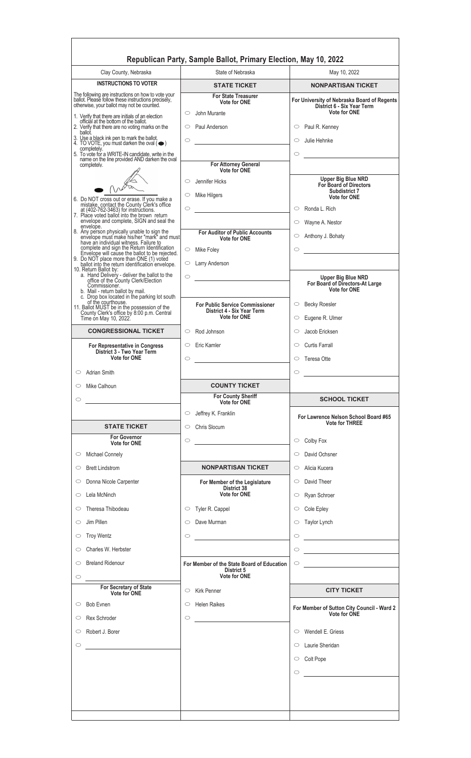# Republican Party, Sample Ballot, Primary Election, May 10, 2022

Clay County, Nebraska

State of Nebraska

May 10, 2022

## INSTRUCTIONS TO VOTER

The following are instructions on how to vote your ballot. Please follow these instructions precisely, otherwise, your ballot may not be counted.

1. Verify that there are initials of an election official at the bottom of the ballot.
2. Verify that there are no voting marks on the ballot.
3. Use a black ink pen to mark the ballot.
4. TO VOTE, you must darken the oval (⬬) completely.
5. To vote for a WRITE-IN candidate, write in the name on the line provided AND darken the oval completely.
6. Do NOT cross out or erase. If you make a mistake, contact the County Clerk's office at (402-762-3463) for instructions.
7. Place voted ballot into the brown return envelope and complete, SIGN and seal the envelope.
8. Any person physically unable to sign the envelope must make his/her "mark" and must have an individual witness. Failure to complete and sign the Return Identification Envelope will cause the ballot to be rejected.
9. Do NOT place more than ONE (1) voted ballot into the return identification envelope.
10. Return Ballot by:
    a. Hand Delivery - deliver the ballot to the office of the County Clerk/Election Commissioner.
    b. Mail - return ballot by mail.
    c. Drop box located in the parking lot south of the courthouse.
11. Ballot MUST be in the possession of the County Clerk's office by 8:00 p.m. Central Time on May 10, 2022.

## CONGRESSIONAL TICKET

**For Representative in Congress**
**District 3 - Two Year Term**
**Vote for ONE**

- ○ Adrian Smith
- ○ Mike Calhoun
- ○ ____________

## STATE TICKET

**For Governor**
**Vote for ONE**

- ○ Michael Connely
- ○ Brett Lindstrom
- ○ Donna Nicole Carpenter
- ○ Lela McNinch
- ○ Theresa Thibodeau
- ○ Jim Pillen
- ○ Troy Wentz
- ○ Charles W. Herbster
- ○ Breland Ridenour
- ○ ____________

**For Secretary of State**
**Vote for ONE**

- ○ Bob Evnen
- ○ Rex Schroder
- ○ Robert J. Borer
- ○ ____________

## STATE TICKET

**For State Treasurer**
**Vote for ONE**

- ○ John Murante
- ○ Paul Anderson
- ○ ____________

**For Attorney General**
**Vote for ONE**

- ○ Jennifer Hicks
- ○ Mike Hilgers
- ○ ____________

**For Auditor of Public Accounts**
**Vote for ONE**

- ○ Mike Foley
- ○ Larry Anderson
- ○ ____________

**For Public Service Commissioner**
**District 4 - Six Year Term**
**Vote for ONE**

- ○ Rod Johnson
- ○ Eric Kamler
- ○ ____________

## COUNTY TICKET

**For County Sheriff**
**Vote for ONE**

- ○ Jeffrey K. Franklin
- ○ Chris Slocum
- ○ ____________

## NONPARTISAN TICKET

**For Member of the Legislature**
**District 38**
**Vote for ONE**

- ○ Tyler R. Cappel
- ○ Dave Murman
- ○ ____________

**For Member of the State Board of Education**
**District 5**
**Vote for ONE**

- ○ Kirk Penner
- ○ Helen Raikes
- ○ ____________

## NONPARTISAN TICKET

**For University of Nebraska Board of Regents**
**District 6 - Six Year Term**
**Vote for ONE**

- ○ Paul R. Kenney
- ○ Julie Hehnke
- ○ ____________

**Upper Big Blue NRD**
**For Board of Directors**
**Subdistrict 7**
**Vote for ONE**

- ○ Ronda L. Rich
- ○ Wayne A. Nestor
- ○ Anthony J. Bohaty
- ○ ____________

**Upper Big Blue NRD**
**For Board of Directors-At Large**
**Vote for ONE**

- ○ Becky Roesler
- ○ Eugene R. Ulmer
- ○ Jacob Ericksen
- ○ Curtis Farrall
- ○ Teresa Otte
- ○ ____________

## SCHOOL TICKET

**For Lawrence Nelson School Board #65**
**Vote for THREE**

- ○ Colby Fox
- ○ David Ochsner
- ○ Alicia Kucera
- ○ David Theer
- ○ Ryan Schroer
- ○ Cole Epley
- ○ Taylor Lynch
- ○ ____________
- ○ ____________
- ○ ____________

## CITY TICKET

**For Member of Sutton City Council - Ward 2**
**Vote for ONE**

- ○ Wendell E. Griess
- ○ Laurie Sheridan
- ○ Colt Pope
- ○ ____________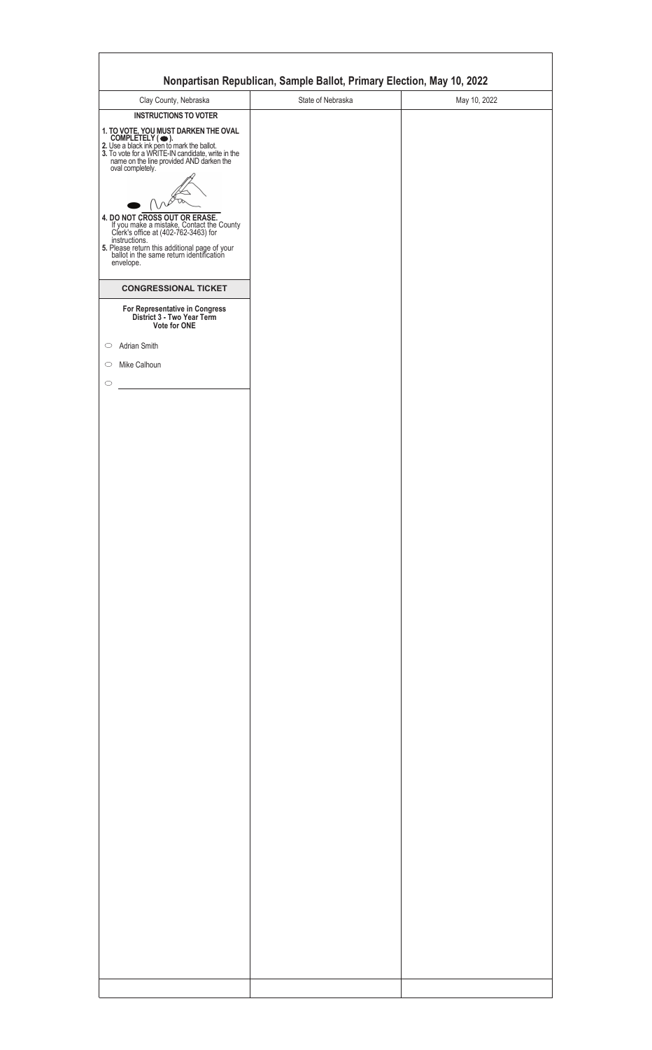# Nonpartisan Republican, Sample Ballot, Primary Election, May 10, 2022

| Clay County, Nebraska | State of Nebraska | May 10, 2022 |
|---|---|---|

**INSTRUCTIONS TO VOTER**

1. **TO VOTE, YOU MUST DARKEN THE OVAL COMPLETELY ( ⬬ ).**
2. Use a black ink pen to mark the ballot.
3. To vote for a WRITE-IN candidate, write in the name on the line provided AND darken the oval completely.
4. **DO NOT CROSS OUT OR ERASE.** If you make a mistake, Contact the County Clerk's office at (402-762-3463) for instructions.
5. Please return this additional page of your ballot in the same return identification envelope.

## CONGRESSIONAL TICKET

**For Representative in Congress**
**District 3 - Two Year Term**
**Vote for ONE**

- ○ Adrian Smith
- ○ Mike Calhoun
- ○ ________________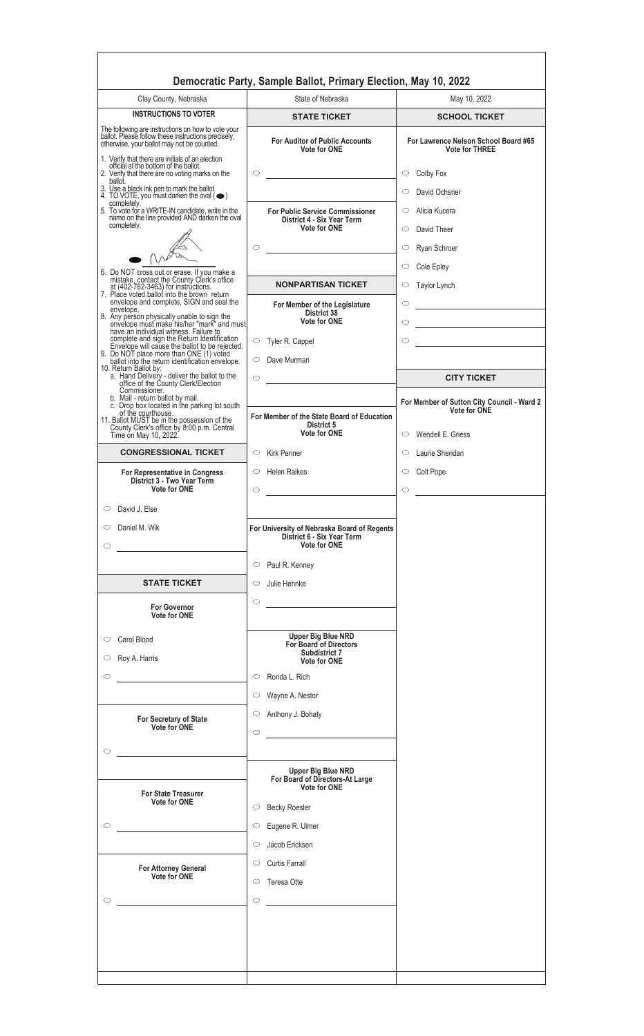# Democratic Party, Sample Ballot, Primary Election, May 10, 2022

Clay County, Nebraska | State of Nebraska | May 10, 2022

## INSTRUCTIONS TO VOTER

The following are instructions on how to vote your ballot. Please follow these instructions precisely, otherwise, your ballot may not be counted.

1. Verify that there are initials of an election official at the bottom of the ballot.
2. Verify that there are no voting marks on the ballot.
3. Use a black ink pen to mark the ballot.
4. TO VOTE, you must darken the oval (⬬) completely.
5. To vote for a WRITE-IN candidate, write in the name on the line provided AND darken the oval completely.
6. Do NOT cross out or erase. If you make a mistake, contact the County Clerk's office at (402-762-3463) for instructions.
7. Place voted ballot into the brown return envelope and complete, SIGN and seal the envelope.
8. Any person physically unable to sign the envelope must make his/her "mark" and must have an individual witness. Failure to complete and sign the Return Identification Envelope will cause the ballot to be rejected.
9. Do NOT place more than ONE (1) voted ballot into the return identification envelope.
10. Return Ballot by:
    a. Hand Delivery - deliver the ballot to the office of the County Clerk/Election Commissioner.
    b. Mail - return ballot by mail.
    c. Drop box located in the parking lot south of the courthouse.
11. Ballot MUST be in the possession of the County Clerk's office by 8:00 p.m. Central Time on May 10, 2022.

## CONGRESSIONAL TICKET

**For Representative in Congress District 3 - Two Year Term**
**Vote for ONE**

- ○ David J. Else
- ○ Daniel M. Wik
- ○ ______________

## STATE TICKET

**For Governor**
**Vote for ONE**

- ○ Carol Blood
- ○ Roy A. Harris
- ○ ______________

**For Secretary of State**
**Vote for ONE**

- ○ ______________

**For State Treasurer**
**Vote for ONE**

- ○ ______________

**For Attorney General**
**Vote for ONE**

- ○ ______________

## STATE TICKET

**For Auditor of Public Accounts**
**Vote for ONE**

- ○ ______________

**For Public Service Commissioner District 4 - Six Year Term**
**Vote for ONE**

- ○ ______________

## NONPARTISAN TICKET

**For Member of the Legislature District 38**
**Vote for ONE**

- ○ Tyler R. Cappel
- ○ Dave Murman
- ○ ______________

**For Member of the State Board of Education District 5**
**Vote for ONE**

- ○ Kirk Penner
- ○ Helen Raikes
- ○ ______________

**For University of Nebraska Board of Regents District 6 - Six Year Term**
**Vote for ONE**

- ○ Paul R. Kenney
- ○ Julie Hehnke
- ○ ______________

**Upper Big Blue NRD For Board of Directors Subdistrict 7**
**Vote for ONE**

- ○ Ronda L. Rich
- ○ Wayne A. Nestor
- ○ Anthony J. Bohaty
- ○ ______________

**Upper Big Blue NRD For Board of Directors-At Large**
**Vote for ONE**

- ○ Becky Roesler
- ○ Eugene R. Ulmer
- ○ Jacob Ericksen
- ○ Curtis Farrall
- ○ Teresa Otte
- ○ ______________

## SCHOOL TICKET

**For Lawrence Nelson School Board #65**
**Vote for THREE**

- ○ Colby Fox
- ○ David Ochsner
- ○ Alicia Kucera
- ○ David Theer
- ○ Ryan Schroer
- ○ Cole Epley
- ○ Taylor Lynch
- ○ ______________
- ○ ______________
- ○ ______________

## CITY TICKET

**For Member of Sutton City Council - Ward 2**
**Vote for ONE**

- ○ Wendell E. Griess
- ○ Laurie Sheridan
- ○ Colt Pope
- ○ ______________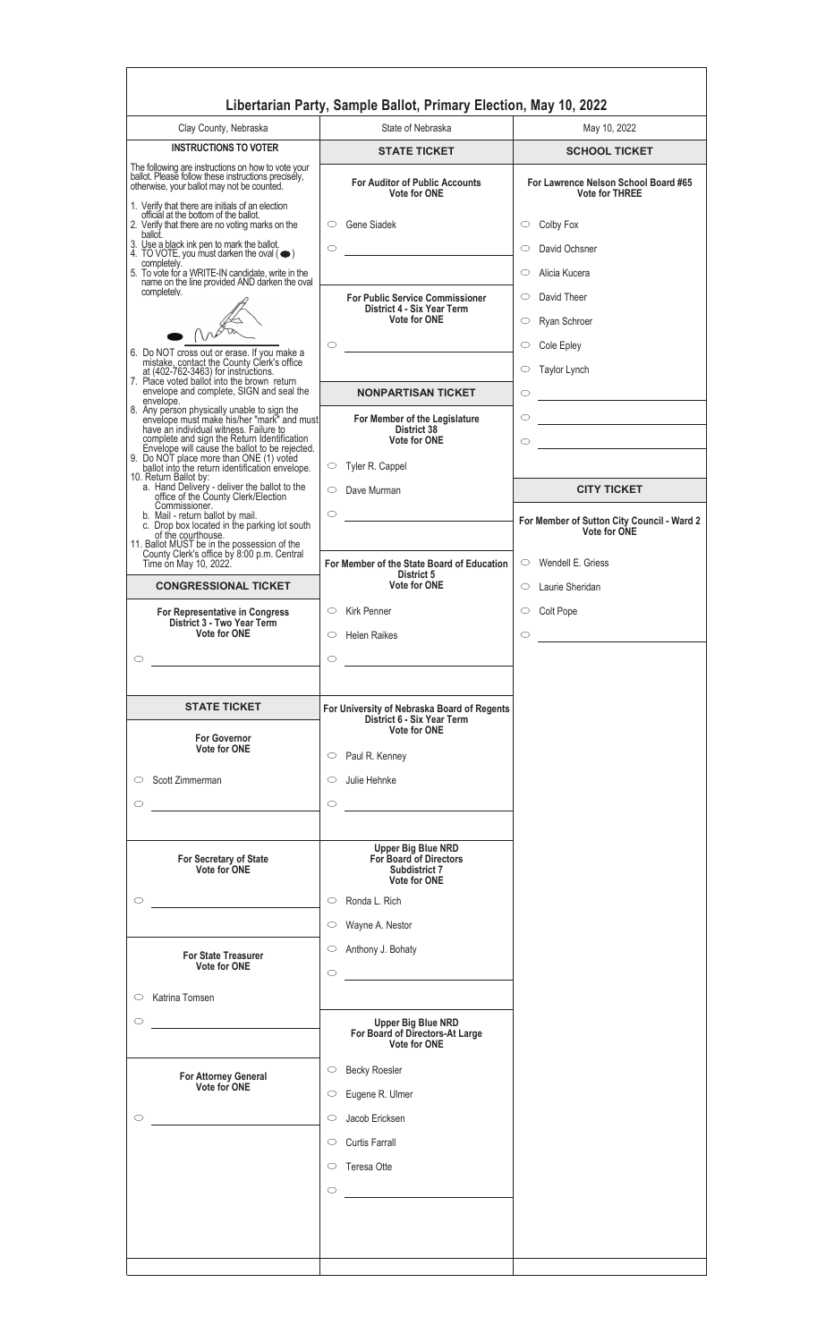# Libertarian Party, Sample Ballot, Primary Election, May 10, 2022

Clay County, Nebraska | State of Nebraska | May 10, 2022

## INSTRUCTIONS TO VOTER

The following are instructions on how to vote your ballot. Please follow these instructions precisely, otherwise, your ballot may not be counted.

1. Verify that there are initials of an election official at the bottom of the ballot.
2. Verify that there are no voting marks on the ballot.
3. Use a black ink pen to mark the ballot.
4. TO VOTE, you must darken the oval (●) completely.
5. To vote for a WRITE-IN candidate, write in the name on the line provided AND darken the oval completely.
6. Do NOT cross out or erase. If you make a mistake, contact the County Clerk's office at (402-762-3463) for instructions.
7. Place voted ballot into the brown return envelope and complete, SIGN and seal the envelope.
8. Any person physically unable to sign the envelope must make his/her "mark" and must have an individual witness. Failure to complete and sign the Return Identification Envelope will cause the ballot to be rejected.
9. Do NOT place more than ONE (1) voted ballot into the return identification envelope.
10. Return Ballot by:
    a. Hand Delivery - deliver the ballot to the office of the County Clerk/Election Commissioner.
    b. Mail - return ballot by mail.
    c. Drop box located in the parking lot south of the courthouse.
11. Ballot MUST be in the possession of the County Clerk's office by 8:00 p.m. Central Time on May 10, 2022.

## CONGRESSIONAL TICKET

**For Representative in Congress District 3 - Two Year Term**
**Vote for ONE**

- ○ ______________

## STATE TICKET

**For Governor**
**Vote for ONE**

- ○ Scott Zimmerman
- ○ ______________

**For Secretary of State**
**Vote for ONE**

- ○ ______________

**For State Treasurer**
**Vote for ONE**

- ○ Katrina Tomsen
- ○ ______________

**For Attorney General**
**Vote for ONE**

- ○ ______________

## STATE TICKET

**For Auditor of Public Accounts**
**Vote for ONE**

- ○ Gene Siadek
- ○ ______________

**For Public Service Commissioner District 4 - Six Year Term**
**Vote for ONE**

- ○ ______________

## NONPARTISAN TICKET

**For Member of the Legislature District 38**
**Vote for ONE**

- ○ Tyler R. Cappel
- ○ Dave Murman
- ○ ______________

**For Member of the State Board of Education District 5**
**Vote for ONE**

- ○ Kirk Penner
- ○ Helen Raikes
- ○ ______________

**For University of Nebraska Board of Regents District 6 - Six Year Term**
**Vote for ONE**

- ○ Paul R. Kenney
- ○ Julie Hehnke
- ○ ______________

**Upper Big Blue NRD For Board of Directors Subdistrict 7**
**Vote for ONE**

- ○ Ronda L. Rich
- ○ Wayne A. Nestor
- ○ Anthony J. Bohaty
- ○ ______________

**Upper Big Blue NRD For Board of Directors-At Large**
**Vote for ONE**

- ○ Becky Roesler
- ○ Eugene R. Ulmer
- ○ Jacob Ericksen
- ○ Curtis Farrall
- ○ Teresa Otte
- ○ ______________

## SCHOOL TICKET

**For Lawrence Nelson School Board #65**
**Vote for THREE**

- ○ Colby Fox
- ○ David Ochsner
- ○ Alicia Kucera
- ○ David Theer
- ○ Ryan Schroer
- ○ Cole Epley
- ○ Taylor Lynch
- ○ ______________
- ○ ______________
- ○ ______________

## CITY TICKET

**For Member of Sutton City Council - Ward 2**
**Vote for ONE**

- ○ Wendell E. Griess
- ○ Laurie Sheridan
- ○ Colt Pope
- ○ ______________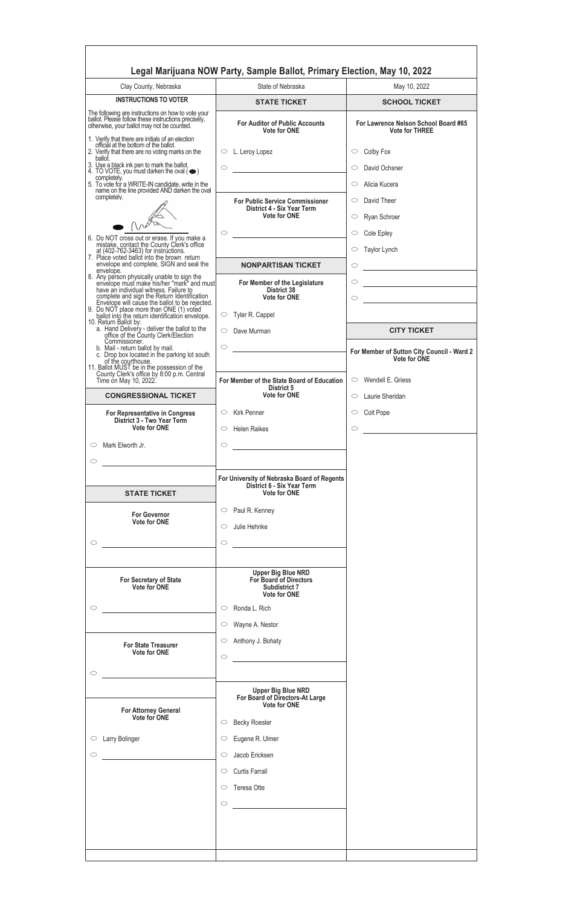# Legal Marijuana NOW Party, Sample Ballot, Primary Election, May 10, 2022

Clay County, Nebraska | State of Nebraska | May 10, 2022

## INSTRUCTIONS TO VOTER

The following are instructions on how to vote your ballot. Please follow these instructions precisely, otherwise, your ballot may not be counted.

1. Verify that there are initials of an election official at the bottom of the ballot.
2. Verify that there are no voting marks on the ballot.
3. Use a black ink pen to mark the ballot.
4. TO VOTE, you must darken the oval (⬬) completely.
5. To vote for a WRITE-IN candidate, write in the name on the line provided AND darken the oval completely.
6. Do NOT cross out or erase. If you make a mistake, contact the County Clerk's office at (402-762-3463) for instructions.
7. Place voted ballot into the brown return envelope and complete, SIGN and seal the envelope.
8. Any person physically unable to sign the envelope must make his/her "mark" and must have an individual witness. Failure to complete and sign the Return Identification Envelope will cause the ballot to be rejected.
9. Do NOT place more than ONE (1) voted ballot into the return identification envelope.
10. Return Ballot by:
    a. Hand Delivery - deliver the ballot to the office of the County Clerk/Election Commissioner.
    b. Mail - return ballot by mail.
    c. Drop box located in the parking lot south of the courthouse.
11. Ballot MUST be in the possession of the County Clerk's office by 8:00 p.m. Central Time on May 10, 2022.

## CONGRESSIONAL TICKET

**For Representative in Congress**
**District 3 - Two Year Term**
**Vote for ONE**

- ○ Mark Elworth Jr.
- ○ ____________

## STATE TICKET

**For Governor**
**Vote for ONE**

- ○ ____________

**For Secretary of State**
**Vote for ONE**

- ○ ____________

**For State Treasurer**
**Vote for ONE**

- ○ ____________

**For Attorney General**
**Vote for ONE**

- ○ Larry Bolinger
- ○ ____________

## STATE TICKET

**For Auditor of Public Accounts**
**Vote for ONE**

- ○ L. Leroy Lopez
- ○ ____________

**For Public Service Commissioner**
**District 4 - Six Year Term**
**Vote for ONE**

- ○ ____________

## NONPARTISAN TICKET

**For Member of the Legislature**
**District 38**
**Vote for ONE**

- ○ Tyler R. Cappel
- ○ Dave Murman
- ○ ____________

**For Member of the State Board of Education**
**District 5**
**Vote for ONE**

- ○ Kirk Penner
- ○ Helen Raikes
- ○ ____________

**For University of Nebraska Board of Regents**
**District 6 - Six Year Term**
**Vote for ONE**

- ○ Paul R. Kenney
- ○ Julie Hehnke
- ○ ____________

**Upper Big Blue NRD**
**For Board of Directors**
**Subdistrict 7**
**Vote for ONE**

- ○ Ronda L. Rich
- ○ Wayne A. Nestor
- ○ Anthony J. Bohaty
- ○ ____________

**Upper Big Blue NRD**
**For Board of Directors-At Large**
**Vote for ONE**

- ○ Becky Roesler
- ○ Eugene R. Ulmer
- ○ Jacob Ericksen
- ○ Curtis Farrall
- ○ Teresa Otte
- ○ ____________

## SCHOOL TICKET

**For Lawrence Nelson School Board #65**
**Vote for THREE**

- ○ Colby Fox
- ○ David Ochsner
- ○ Alicia Kucera
- ○ David Theer
- ○ Ryan Schroer
- ○ Cole Epley
- ○ Taylor Lynch
- ○ ____________
- ○ ____________
- ○ ____________

## CITY TICKET

**For Member of Sutton City Council - Ward 2**
**Vote for ONE**

- ○ Wendell E. Griess
- ○ Laurie Sheridan
- ○ Colt Pope
- ○ ____________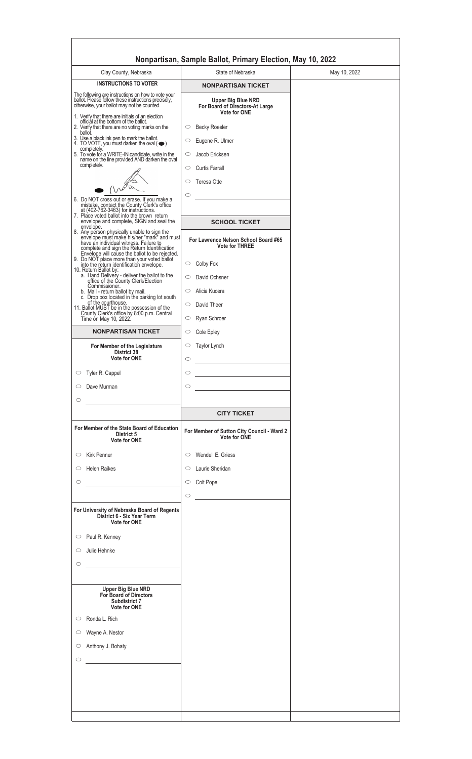# Nonpartisan, Sample Ballot, Primary Election, May 10, 2022

Clay County, Nebraska | State of Nebraska | May 10, 2022

## INSTRUCTIONS TO VOTER

The following are instructions on how to vote your ballot. Please follow these instructions precisely, otherwise, your ballot may not be counted.

1. Verify that there are initials of an election official at the bottom of the ballot.
2. Verify that there are no voting marks on the ballot.
3. Use a black ink pen to mark the ballot.
4. TO VOTE, you must darken the oval (⬬) completely.
5. To vote for a WRITE-IN candidate, write in the name on the line provided AND darken the oval completely.
6. Do NOT cross out or erase. If you make a mistake, contact the County Clerk's office at (402-762-3463) for instructions.
7. Place voted ballot into the brown return envelope and complete, SIGN and seal the envelope.
8. Any person physically unable to sign the envelope must make his/her "mark" and must have an individual witness. Failure to complete and sign the Return Identification Envelope will cause the ballot to be rejected.
9. Do NOT place more than your voted ballot into the return identification envelope.
10. Return Ballot by:
    a. Hand Delivery - deliver the ballot to the office of the County Clerk/Election Commissioner.
    b. Mail - return ballot by mail.
    c. Drop box located in the parking lot south of the courthouse.
11. Ballot MUST be in the possession of the County Clerk's office by 8:00 p.m. Central Time on May 10, 2022.

## NONPARTISAN TICKET

**For Member of the Legislature**
**District 38**
**Vote for ONE**

- ⬭ Tyler R. Cappel
- ⬭ Dave Murman
- ⬭ ____________

**For Member of the State Board of Education**
**District 5**
**Vote for ONE**

- ⬭ Kirk Penner
- ⬭ Helen Raikes
- ⬭ ____________

**For University of Nebraska Board of Regents**
**District 6 - Six Year Term**
**Vote for ONE**

- ⬭ Paul R. Kenney
- ⬭ Julie Hehnke
- ⬭ ____________

**Upper Big Blue NRD**
**For Board of Directors**
**Subdistrict 7**
**Vote for ONE**

- ⬭ Ronda L. Rich
- ⬭ Wayne A. Nestor
- ⬭ Anthony J. Bohaty
- ⬭ ____________

## NONPARTISAN TICKET

**Upper Big Blue NRD**
**For Board of Directors-At Large**
**Vote for ONE**

- ⬭ Becky Roesler
- ⬭ Eugene R. Ulmer
- ⬭ Jacob Ericksen
- ⬭ Curtis Farrall
- ⬭ Teresa Otte
- ⬭ ____________

## SCHOOL TICKET

**For Lawrence Nelson School Board #65**
**Vote for THREE**

- ⬭ Colby Fox
- ⬭ David Ochsner
- ⬭ Alicia Kucera
- ⬭ David Theer
- ⬭ Ryan Schroer
- ⬭ Cole Epley
- ⬭ Taylor Lynch
- ⬭ ____________
- ⬭ ____________
- ⬭ ____________

## CITY TICKET

**For Member of Sutton City Council - Ward 2**
**Vote for ONE**

- ⬭ Wendell E. Griess
- ⬭ Laurie Sheridan
- ⬭ Colt Pope
- ⬭ ____________